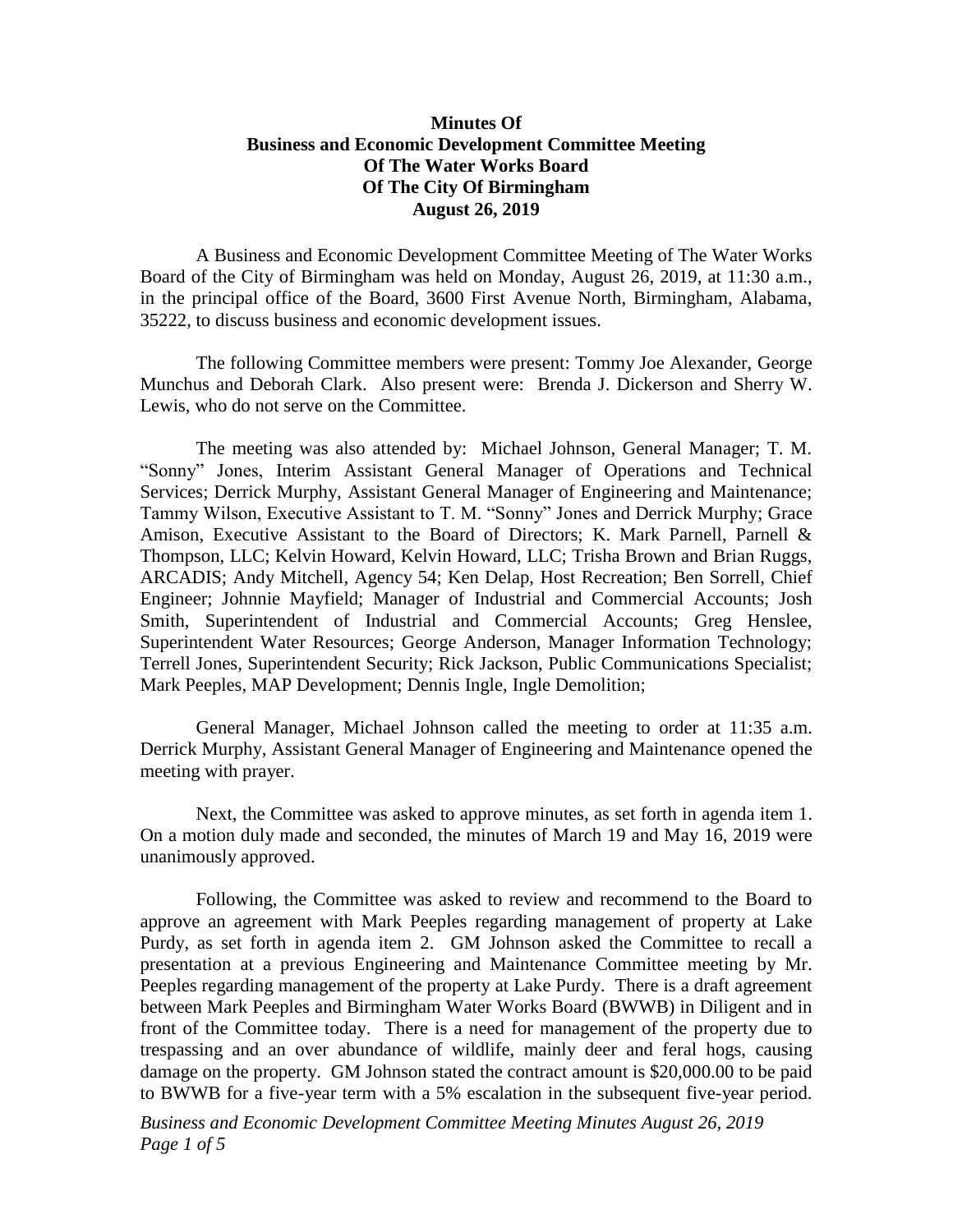**Minutes Of**
**Business and Economic Development Committee Meeting**
**Of The Water Works Board**
**Of The City Of Birmingham**
**August 26, 2019**

A Business and Economic Development Committee Meeting of The Water Works Board of the City of Birmingham was held on Monday, August 26, 2019, at 11:30 a.m., in the principal office of the Board, 3600 First Avenue North, Birmingham, Alabama, 35222, to discuss business and economic development issues.

The following Committee members were present: Tommy Joe Alexander, George Munchus and Deborah Clark. Also present were: Brenda J. Dickerson and Sherry W. Lewis, who do not serve on the Committee.

The meeting was also attended by: Michael Johnson, General Manager; T. M. "Sonny" Jones, Interim Assistant General Manager of Operations and Technical Services; Derrick Murphy, Assistant General Manager of Engineering and Maintenance; Tammy Wilson, Executive Assistant to T. M. "Sonny" Jones and Derrick Murphy; Grace Amison, Executive Assistant to the Board of Directors; K. Mark Parnell, Parnell & Thompson, LLC; Kelvin Howard, Kelvin Howard, LLC; Trisha Brown and Brian Ruggs, ARCADIS; Andy Mitchell, Agency 54; Ken Delap, Host Recreation; Ben Sorrell, Chief Engineer; Johnnie Mayfield; Manager of Industrial and Commercial Accounts; Josh Smith, Superintendent of Industrial and Commercial Accounts; Greg Henslee, Superintendent Water Resources; George Anderson, Manager Information Technology; Terrell Jones, Superintendent Security; Rick Jackson, Public Communications Specialist; Mark Peeples, MAP Development; Dennis Ingle, Ingle Demolition;

General Manager, Michael Johnson called the meeting to order at 11:35 a.m. Derrick Murphy, Assistant General Manager of Engineering and Maintenance opened the meeting with prayer.

Next, the Committee was asked to approve minutes, as set forth in agenda item 1. On a motion duly made and seconded, the minutes of March 19 and May 16, 2019 were unanimously approved.

Following, the Committee was asked to review and recommend to the Board to approve an agreement with Mark Peeples regarding management of property at Lake Purdy, as set forth in agenda item 2. GM Johnson asked the Committee to recall a presentation at a previous Engineering and Maintenance Committee meeting by Mr. Peeples regarding management of the property at Lake Purdy. There is a draft agreement between Mark Peeples and Birmingham Water Works Board (BWWB) in Diligent and in front of the Committee today. There is a need for management of the property due to trespassing and an over abundance of wildlife, mainly deer and feral hogs, causing damage on the property. GM Johnson stated the contract amount is $20,000.00 to be paid to BWWB for a five-year term with a 5% escalation in the subsequent five-year period.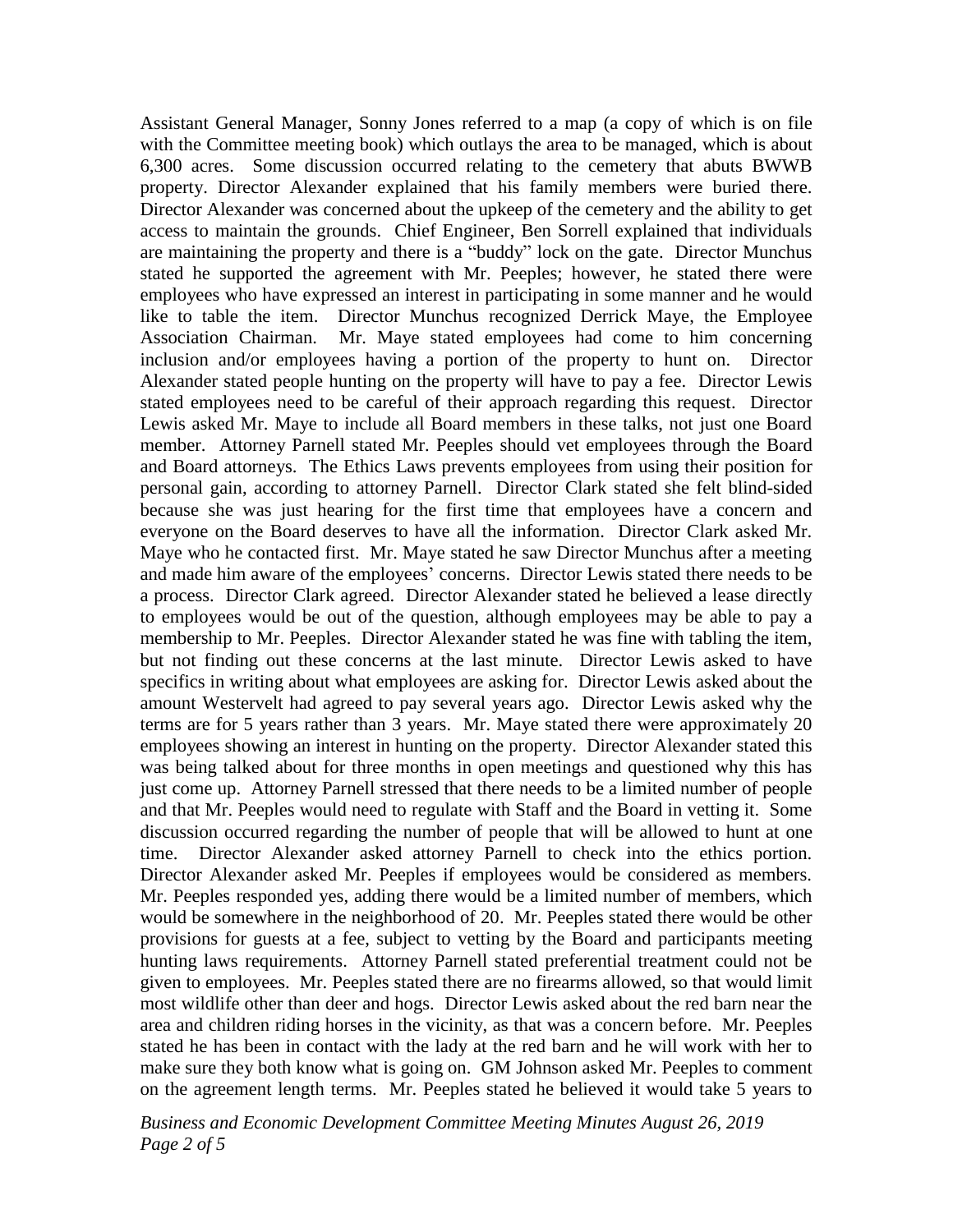Assistant General Manager, Sonny Jones referred to a map (a copy of which is on file with the Committee meeting book) which outlays the area to be managed, which is about 6,300 acres. Some discussion occurred relating to the cemetery that abuts BWWB property. Director Alexander explained that his family members were buried there. Director Alexander was concerned about the upkeep of the cemetery and the ability to get access to maintain the grounds. Chief Engineer, Ben Sorrell explained that individuals are maintaining the property and there is a "buddy" lock on the gate. Director Munchus stated he supported the agreement with Mr. Peeples; however, he stated there were employees who have expressed an interest in participating in some manner and he would like to table the item. Director Munchus recognized Derrick Maye, the Employee Association Chairman. Mr. Maye stated employees had come to him concerning inclusion and/or employees having a portion of the property to hunt on. Director Alexander stated people hunting on the property will have to pay a fee. Director Lewis stated employees need to be careful of their approach regarding this request. Director Lewis asked Mr. Maye to include all Board members in these talks, not just one Board member. Attorney Parnell stated Mr. Peeples should vet employees through the Board and Board attorneys. The Ethics Laws prevents employees from using their position for personal gain, according to attorney Parnell. Director Clark stated she felt blind-sided because she was just hearing for the first time that employees have a concern and everyone on the Board deserves to have all the information. Director Clark asked Mr. Maye who he contacted first. Mr. Maye stated he saw Director Munchus after a meeting and made him aware of the employees' concerns. Director Lewis stated there needs to be a process. Director Clark agreed. Director Alexander stated he believed a lease directly to employees would be out of the question, although employees may be able to pay a membership to Mr. Peeples. Director Alexander stated he was fine with tabling the item, but not finding out these concerns at the last minute. Director Lewis asked to have specifics in writing about what employees are asking for. Director Lewis asked about the amount Westervelt had agreed to pay several years ago. Director Lewis asked why the terms are for 5 years rather than 3 years. Mr. Maye stated there were approximately 20 employees showing an interest in hunting on the property. Director Alexander stated this was being talked about for three months in open meetings and questioned why this has just come up. Attorney Parnell stressed that there needs to be a limited number of people and that Mr. Peeples would need to regulate with Staff and the Board in vetting it. Some discussion occurred regarding the number of people that will be allowed to hunt at one time. Director Alexander asked attorney Parnell to check into the ethics portion. Director Alexander asked Mr. Peeples if employees would be considered as members. Mr. Peeples responded yes, adding there would be a limited number of members, which would be somewhere in the neighborhood of 20. Mr. Peeples stated there would be other provisions for guests at a fee, subject to vetting by the Board and participants meeting hunting laws requirements. Attorney Parnell stated preferential treatment could not be given to employees. Mr. Peeples stated there are no firearms allowed, so that would limit most wildlife other than deer and hogs. Director Lewis asked about the red barn near the area and children riding horses in the vicinity, as that was a concern before. Mr. Peeples stated he has been in contact with the lady at the red barn and he will work with her to make sure they both know what is going on. GM Johnson asked Mr. Peeples to comment on the agreement length terms. Mr. Peeples stated he believed it would take 5 years to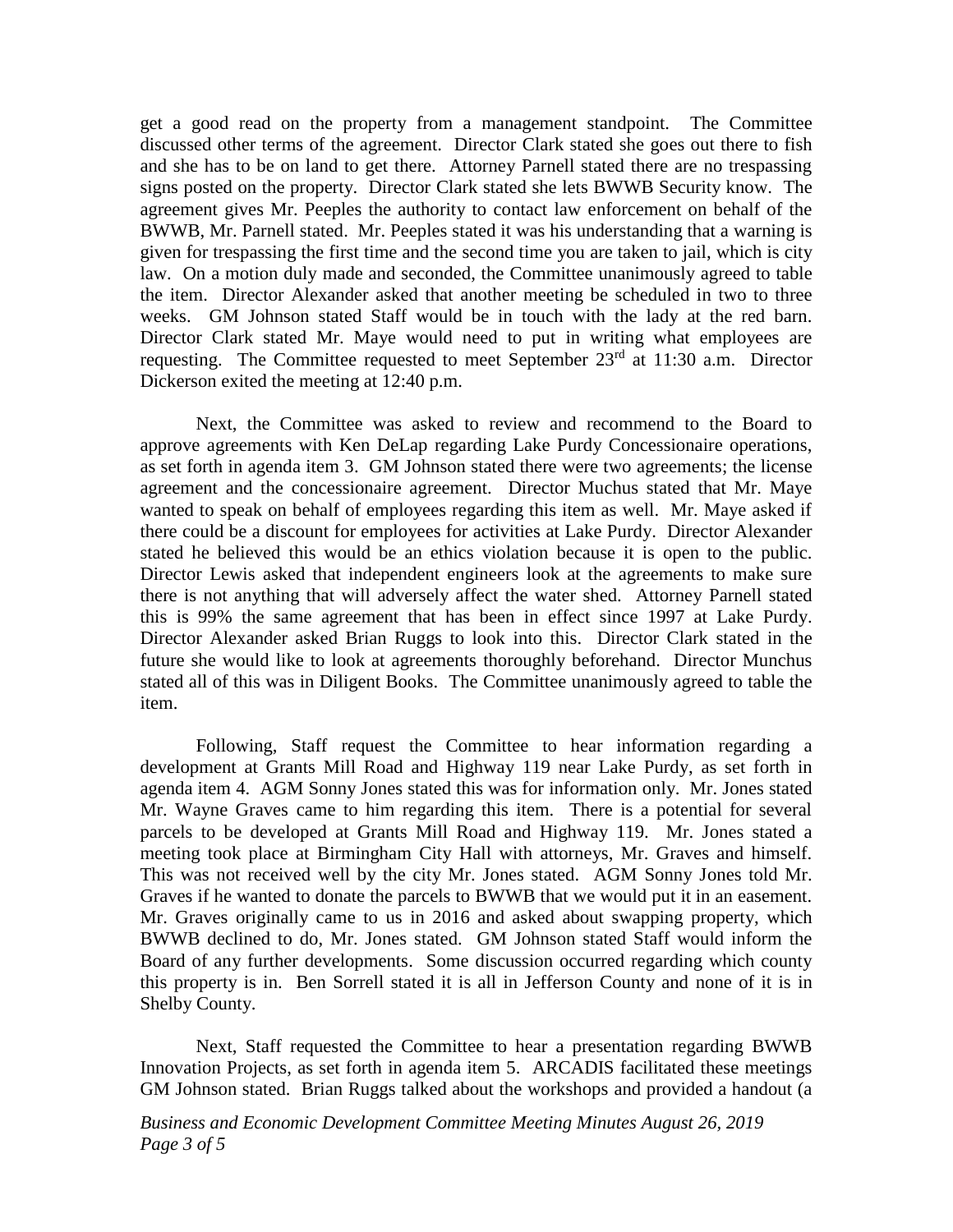get a good read on the property from a management standpoint. The Committee discussed other terms of the agreement. Director Clark stated she goes out there to fish and she has to be on land to get there. Attorney Parnell stated there are no trespassing signs posted on the property. Director Clark stated she lets BWWB Security know. The agreement gives Mr. Peeples the authority to contact law enforcement on behalf of the BWWB, Mr. Parnell stated. Mr. Peeples stated it was his understanding that a warning is given for trespassing the first time and the second time you are taken to jail, which is city law. On a motion duly made and seconded, the Committee unanimously agreed to table the item. Director Alexander asked that another meeting be scheduled in two to three weeks. GM Johnson stated Staff would be in touch with the lady at the red barn. Director Clark stated Mr. Maye would need to put in writing what employees are requesting. The Committee requested to meet September 23rd at 11:30 a.m. Director Dickerson exited the meeting at 12:40 p.m.

Next, the Committee was asked to review and recommend to the Board to approve agreements with Ken DeLap regarding Lake Purdy Concessionaire operations, as set forth in agenda item 3. GM Johnson stated there were two agreements; the license agreement and the concessionaire agreement. Director Muchus stated that Mr. Maye wanted to speak on behalf of employees regarding this item as well. Mr. Maye asked if there could be a discount for employees for activities at Lake Purdy. Director Alexander stated he believed this would be an ethics violation because it is open to the public. Director Lewis asked that independent engineers look at the agreements to make sure there is not anything that will adversely affect the water shed. Attorney Parnell stated this is 99% the same agreement that has been in effect since 1997 at Lake Purdy. Director Alexander asked Brian Ruggs to look into this. Director Clark stated in the future she would like to look at agreements thoroughly beforehand. Director Munchus stated all of this was in Diligent Books. The Committee unanimously agreed to table the item.

Following, Staff request the Committee to hear information regarding a development at Grants Mill Road and Highway 119 near Lake Purdy, as set forth in agenda item 4. AGM Sonny Jones stated this was for information only. Mr. Jones stated Mr. Wayne Graves came to him regarding this item. There is a potential for several parcels to be developed at Grants Mill Road and Highway 119. Mr. Jones stated a meeting took place at Birmingham City Hall with attorneys, Mr. Graves and himself. This was not received well by the city Mr. Jones stated. AGM Sonny Jones told Mr. Graves if he wanted to donate the parcels to BWWB that we would put it in an easement. Mr. Graves originally came to us in 2016 and asked about swapping property, which BWWB declined to do, Mr. Jones stated. GM Johnson stated Staff would inform the Board of any further developments. Some discussion occurred regarding which county this property is in. Ben Sorrell stated it is all in Jefferson County and none of it is in Shelby County.

Next, Staff requested the Committee to hear a presentation regarding BWWB Innovation Projects, as set forth in agenda item 5. ARCADIS facilitated these meetings GM Johnson stated. Brian Ruggs talked about the workshops and provided a handout (a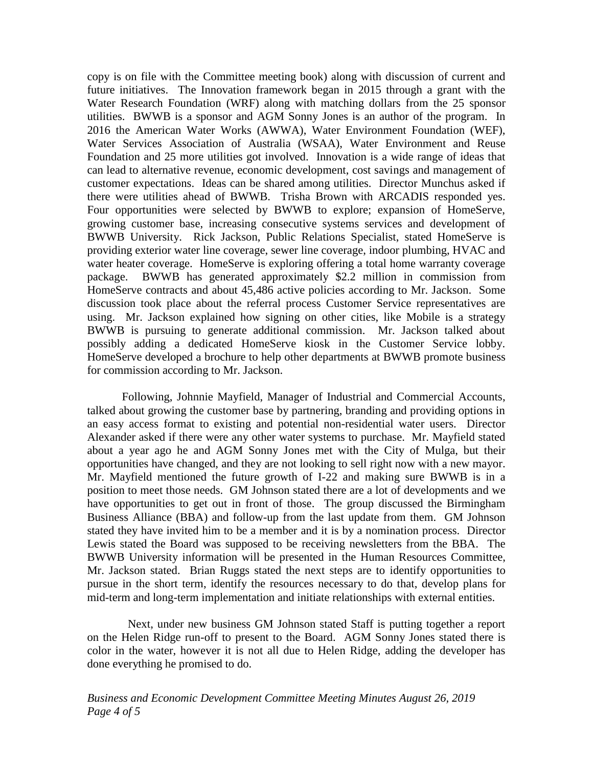copy is on file with the Committee meeting book) along with discussion of current and future initiatives. The Innovation framework began in 2015 through a grant with the Water Research Foundation (WRF) along with matching dollars from the 25 sponsor utilities. BWWB is a sponsor and AGM Sonny Jones is an author of the program. In 2016 the American Water Works (AWWA), Water Environment Foundation (WEF), Water Services Association of Australia (WSAA), Water Environment and Reuse Foundation and 25 more utilities got involved. Innovation is a wide range of ideas that can lead to alternative revenue, economic development, cost savings and management of customer expectations. Ideas can be shared among utilities. Director Munchus asked if there were utilities ahead of BWWB. Trisha Brown with ARCADIS responded yes. Four opportunities were selected by BWWB to explore; expansion of HomeServe, growing customer base, increasing consecutive systems services and development of BWWB University. Rick Jackson, Public Relations Specialist, stated HomeServe is providing exterior water line coverage, sewer line coverage, indoor plumbing, HVAC and water heater coverage. HomeServe is exploring offering a total home warranty coverage package. BWWB has generated approximately $2.2 million in commission from HomeServe contracts and about 45,486 active policies according to Mr. Jackson. Some discussion took place about the referral process Customer Service representatives are using. Mr. Jackson explained how signing on other cities, like Mobile is a strategy BWWB is pursuing to generate additional commission. Mr. Jackson talked about possibly adding a dedicated HomeServe kiosk in the Customer Service lobby. HomeServe developed a brochure to help other departments at BWWB promote business for commission according to Mr. Jackson.

Following, Johnnie Mayfield, Manager of Industrial and Commercial Accounts, talked about growing the customer base by partnering, branding and providing options in an easy access format to existing and potential non-residential water users. Director Alexander asked if there were any other water systems to purchase. Mr. Mayfield stated about a year ago he and AGM Sonny Jones met with the City of Mulga, but their opportunities have changed, and they are not looking to sell right now with a new mayor. Mr. Mayfield mentioned the future growth of I-22 and making sure BWWB is in a position to meet those needs. GM Johnson stated there are a lot of developments and we have opportunities to get out in front of those. The group discussed the Birmingham Business Alliance (BBA) and follow-up from the last update from them. GM Johnson stated they have invited him to be a member and it is by a nomination process. Director Lewis stated the Board was supposed to be receiving newsletters from the BBA. The BWWB University information will be presented in the Human Resources Committee, Mr. Jackson stated. Brian Ruggs stated the next steps are to identify opportunities to pursue in the short term, identify the resources necessary to do that, develop plans for mid-term and long-term implementation and initiate relationships with external entities.

Next, under new business GM Johnson stated Staff is putting together a report on the Helen Ridge run-off to present to the Board. AGM Sonny Jones stated there is color in the water, however it is not all due to Helen Ridge, adding the developer has done everything he promised to do.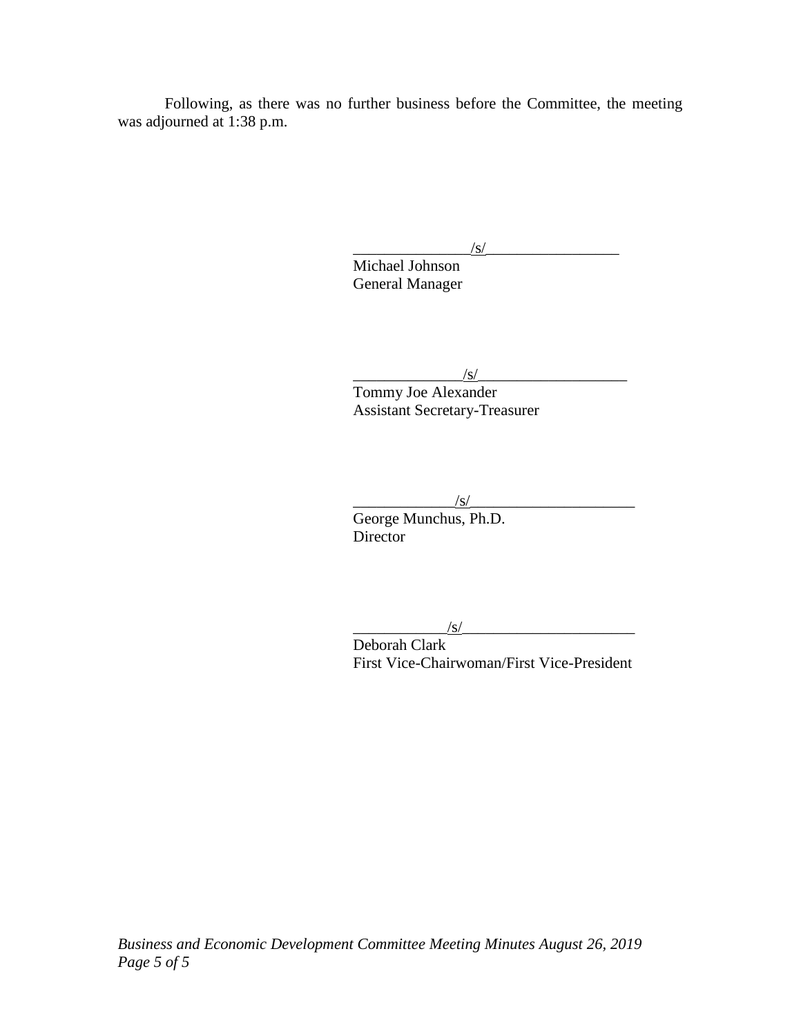Following, as there was no further business before the Committee, the meeting was adjourned at 1:38 p.m.

_______________/s/_________________
Michael Johnson
General Manager

______________/s/___________________
Tommy Joe Alexander
Assistant Secretary-Treasurer

_____________/s/_____________________
George Munchus, Ph.D.
Director

____________/s/______________________
Deborah Clark
First Vice-Chairwoman/First Vice-President